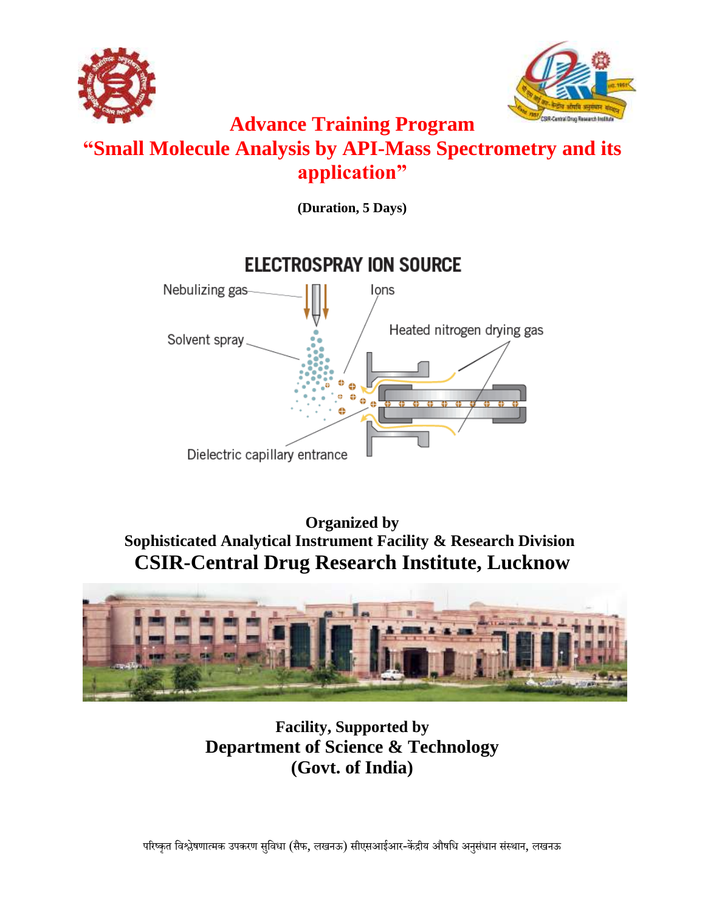# Advance Training Program

# "Small Molecule Analysis by API-Mass Spectrometry and its application"

**(Duration, 5 Days)**

ELECTROSPRAY ION SOURCE

Nebulizing gas

Ions

Solvent spray

Heated nitrogen drying gas

Dielectric capillary entrance

**Organized by**

**Sophisticated Analytical Instrument Facility & Research Division**

## CSIR-Central Drug Research Institute, Lucknow

**Facility, Supported by**

**Department of Science & Technology**

**(Govt. of India)**

परिष्कृत विश्लेषणात्मक उपकरण सुविधा (सैफ, लखनऊ) सीएसआईआर-केंद्रीय औषधि अनुसंधान संस्थान, लखनऊ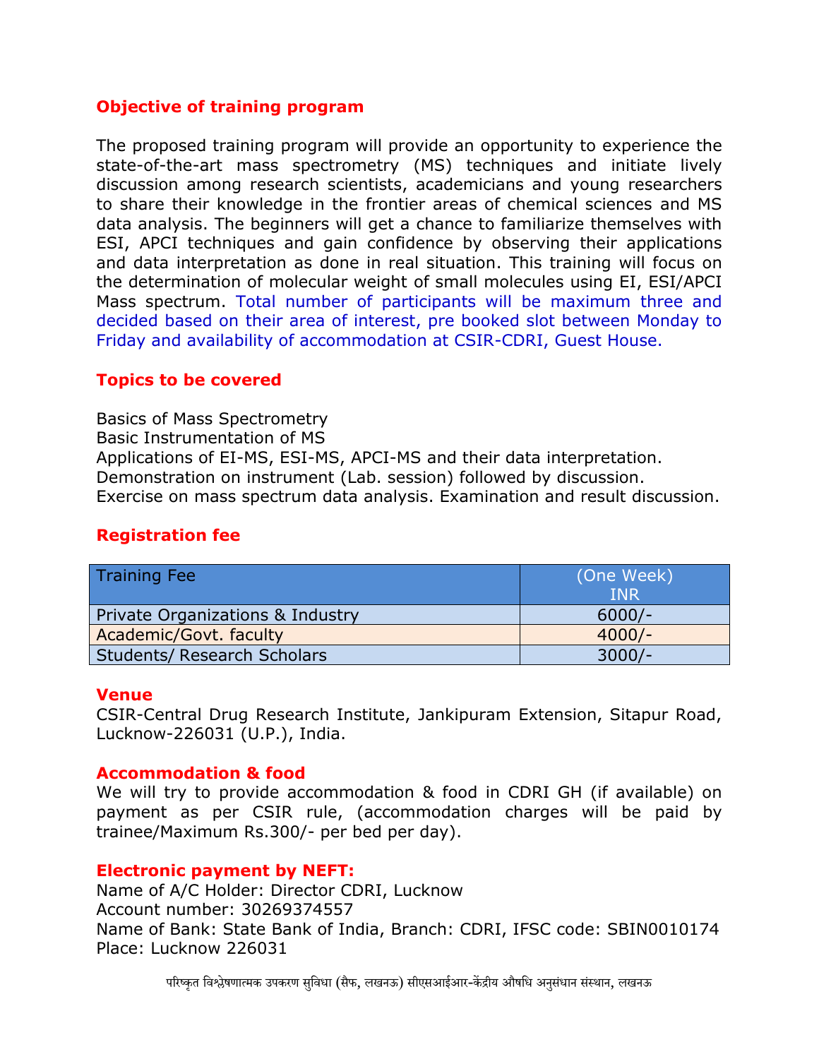## Objective of training program

The proposed training program will provide an opportunity to experience the state-of-the-art mass spectrometry (MS) techniques and initiate lively discussion among research scientists, academicians and young researchers to share their knowledge in the frontier areas of chemical sciences and MS data analysis. The beginners will get a chance to familiarize themselves with ESI, APCI techniques and gain confidence by observing their applications and data interpretation as done in real situation. This training will focus on the determination of molecular weight of small molecules using EI, ESI/APCI Mass spectrum. Total number of participants will be maximum three and decided based on their area of interest, pre booked slot between Monday to Friday and availability of accommodation at CSIR-CDRI, Guest House.

## Topics to be covered

Basics of Mass Spectrometry
Basic Instrumentation of MS
Applications of EI-MS, ESI-MS, APCI-MS and their data interpretation.
Demonstration on instrument (Lab. session) followed by discussion.
Exercise on mass spectrum data analysis. Examination and result discussion.

## Registration fee

| Training Fee | (One Week) INR |
|---|---|
| Private Organizations & Industry | 6000/- |
| Academic/Govt. faculty | 4000/- |
| Students/ Research Scholars | 3000/- |

## Venue

CSIR-Central Drug Research Institute, Jankipuram Extension, Sitapur Road, Lucknow-226031 (U.P.), India.

## Accommodation & food

We will try to provide accommodation & food in CDRI GH (if available) on payment as per CSIR rule, (accommodation charges will be paid by trainee/Maximum Rs.300/- per bed per day).

## Electronic payment by NEFT:

Name of A/C Holder: Director CDRI, Lucknow
Account number: 30269374557
Name of Bank: State Bank of India, Branch: CDRI, IFSC code: SBIN0010174
Place: Lucknow 226031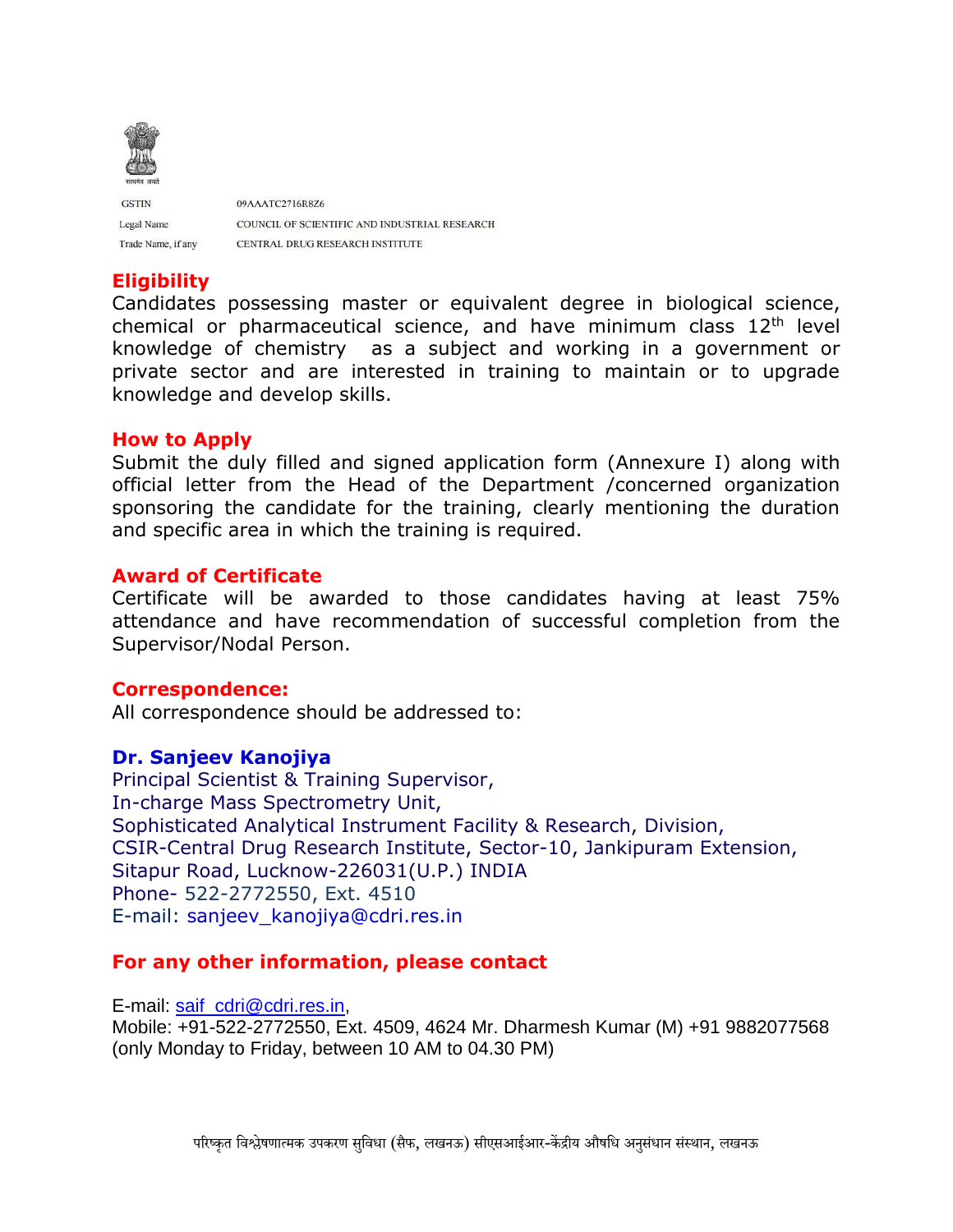| | |
|---|---|
| GSTIN | 09AAATC2716R8Z6 |
| Legal Name | COUNCIL OF SCIENTIFIC AND INDUSTRIAL RESEARCH |
| Trade Name, if any | CENTRAL DRUG RESEARCH INSTITUTE |

## Eligibility

Candidates possessing master or equivalent degree in biological science, chemical or pharmaceutical science, and have minimum class 12th level knowledge of chemistry as a subject and working in a government or private sector and are interested in training to maintain or to upgrade knowledge and develop skills.

## How to Apply

Submit the duly filled and signed application form (Annexure I) along with official letter from the Head of the Department /concerned organization sponsoring the candidate for the training, clearly mentioning the duration and specific area in which the training is required.

## Award of Certificate

Certificate will be awarded to those candidates having at least 75% attendance and have recommendation of successful completion from the Supervisor/Nodal Person.

## Correspondence:

All correspondence should be addressed to:

**Dr. Sanjeev Kanojiya**
Principal Scientist & Training Supervisor,
In-charge Mass Spectrometry Unit,
Sophisticated Analytical Instrument Facility & Research, Division,
CSIR-Central Drug Research Institute, Sector-10, Jankipuram Extension,
Sitapur Road, Lucknow-226031(U.P.) INDIA
Phone- 522-2772550, Ext. 4510
E-mail: sanjeev_kanojiya@cdri.res.in

## For any other information, please contact

E-mail: saif_cdri@cdri.res.in,
Mobile: +91-522-2772550, Ext. 4509, 4624 Mr. Dharmesh Kumar (M) +91 9882077568
(only Monday to Friday, between 10 AM to 04.30 PM)